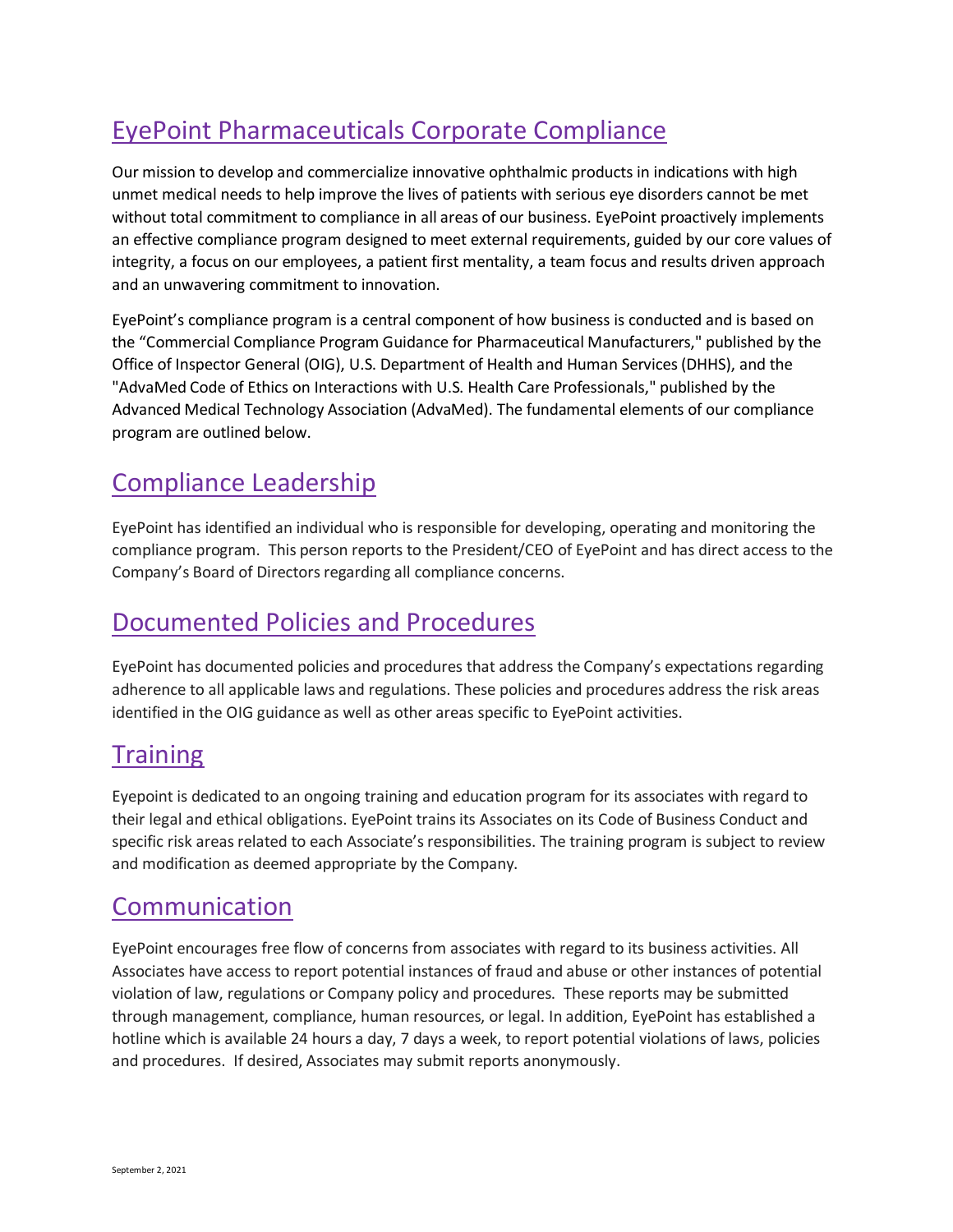# EyePoint Pharmaceuticals Corporate Compliance

Our mission to develop and commercialize innovative ophthalmic products in indications with high unmet medical needs to help improve the lives of patients with serious eye disorders cannot be met without total commitment to compliance in all areas of our business. EyePoint proactively implements an effective compliance program designed to meet external requirements, guided by our core values of integrity, a focus on our employees, a patient first mentality, a team focus and results driven approach and an unwavering commitment to innovation.

EyePoint's compliance program is a central component of how business is conducted and is based on the "Commercial Compliance Program Guidance for Pharmaceutical Manufacturers," published by the Office of Inspector General (OIG), U.S. Department of Health and Human Services (DHHS), and the "AdvaMed Code of Ethics on Interactions with U.S. Health Care Professionals," published by the Advanced Medical Technology Association (AdvaMed). The fundamental elements of our compliance program are outlined below.

## Compliance Leadership

EyePoint has identified an individual who is responsible for developing, operating and monitoring the compliance program. This person reports to the President/CEO of EyePoint and has direct access to the Company's Board of Directors regarding all compliance concerns.

## Documented Policies and Procedures

EyePoint has documented policies and procedures that address the Company's expectations regarding adherence to all applicable laws and regulations. These policies and procedures address the risk areas identified in the OIG guidance as well as other areas specific to EyePoint activities.

## Training

Eyepoint is dedicated to an ongoing training and education program for its associates with regard to their legal and ethical obligations. EyePoint trains its Associates on its Code of Business Conduct and specific risk areas related to each Associate's responsibilities. The training program is subject to review and modification as deemed appropriate by the Company.

## Communication

EyePoint encourages free flow of concerns from associates with regard to its business activities. All Associates have access to report potential instances of fraud and abuse or other instances of potential violation of law, regulations or Company policy and procedures. These reports may be submitted through management, compliance, human resources, or legal. In addition, EyePoint has established a hotline which is available 24 hours a day, 7 days a week, to report potential violations of laws, policies and procedures. If desired, Associates may submit reports anonymously.

September 2, 2021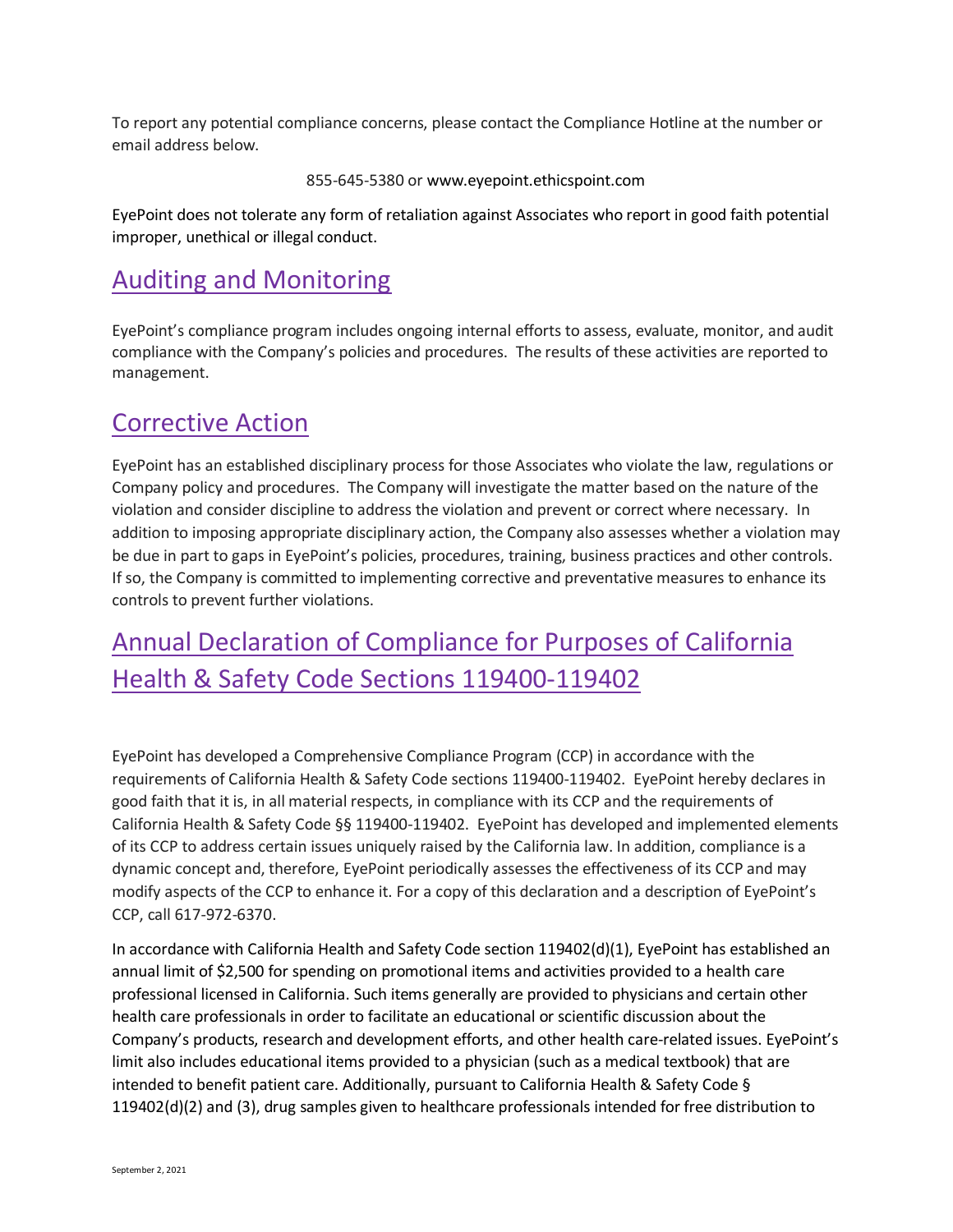To report any potential compliance concerns, please contact the Compliance Hotline at the number or email address below.

855-645-5380 or www.eyepoint.ethicspoint.com

EyePoint does not tolerate any form of retaliation against Associates who report in good faith potential improper, unethical or illegal conduct.

## Auditing and Monitoring

EyePoint's compliance program includes ongoing internal efforts to assess, evaluate, monitor, and audit compliance with the Company's policies and procedures. The results of these activities are reported to management.

## Corrective Action

EyePoint has an established disciplinary process for those Associates who violate the law, regulations or Company policy and procedures. The Company will investigate the matter based on the nature of the violation and consider discipline to address the violation and prevent or correct where necessary. In addition to imposing appropriate disciplinary action, the Company also assesses whether a violation may be due in part to gaps in EyePoint's policies, procedures, training, business practices and other controls. If so, the Company is committed to implementing corrective and preventative measures to enhance its controls to prevent further violations.

## Annual Declaration of Compliance for Purposes of California Health & Safety Code Sections 119400-119402

EyePoint has developed a Comprehensive Compliance Program (CCP) in accordance with the requirements of California Health & Safety Code sections 119400-119402. EyePoint hereby declares in good faith that it is, in all material respects, in compliance with its CCP and the requirements of California Health & Safety Code §§ 119400-119402. EyePoint has developed and implemented elements of its CCP to address certain issues uniquely raised by the California law. In addition, compliance is a dynamic concept and, therefore, EyePoint periodically assesses the effectiveness of its CCP and may modify aspects of the CCP to enhance it. For a copy of this declaration and a description of EyePoint's CCP, call 617-972-6370.

In accordance with California Health and Safety Code section 119402(d)(1), EyePoint has established an annual limit of $2,500 for spending on promotional items and activities provided to a health care professional licensed in California. Such items generally are provided to physicians and certain other health care professionals in order to facilitate an educational or scientific discussion about the Company's products, research and development efforts, and other health care-related issues. EyePoint's limit also includes educational items provided to a physician (such as a medical textbook) that are intended to benefit patient care. Additionally, pursuant to California Health & Safety Code § 119402(d)(2) and (3), drug samples given to healthcare professionals intended for free distribution to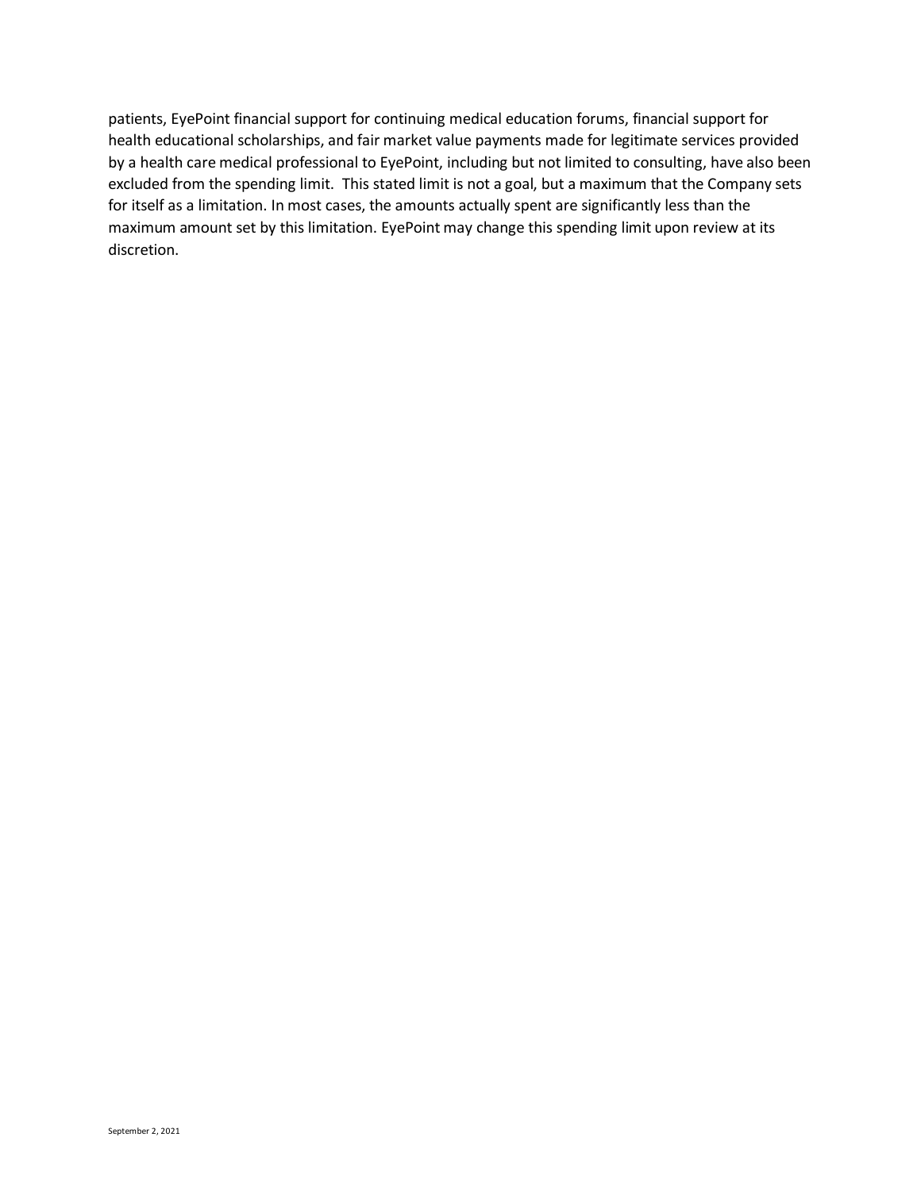patients, EyePoint financial support for continuing medical education forums, financial support for health educational scholarships, and fair market value payments made for legitimate services provided by a health care medical professional to EyePoint, including but not limited to consulting, have also been excluded from the spending limit. This stated limit is not a goal, but a maximum that the Company sets for itself as a limitation. In most cases, the amounts actually spent are significantly less than the maximum amount set by this limitation. EyePoint may change this spending limit upon review at its discretion.